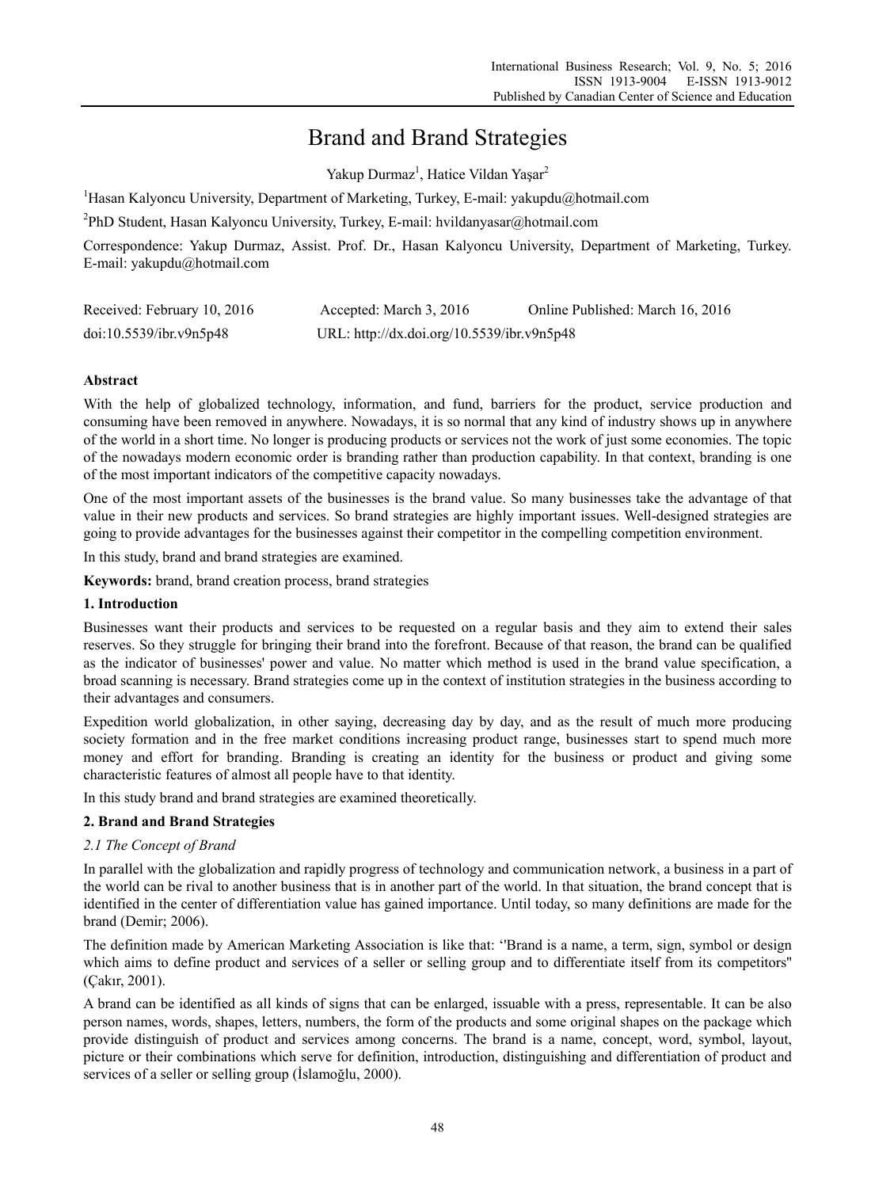# Brand and Brand Strategies

Yakup Durmaz[1], Hatice Vildan Yaşar[2]

[1]Hasan Kalyoncu University, Department of Marketing, Turkey, E-mail: yakupdu@hotmail.com

[2]PhD Student, Hasan Kalyoncu University, Turkey, E-mail: hvildanyasar@hotmail.com

Correspondence: Yakup Durmaz, Assist. Prof. Dr., Hasan Kalyoncu University, Department of Marketing, Turkey. E-mail: yakupdu@hotmail.com

Received: February 10, 2016 Accepted: March 3, 2016 Online Published: March 16, 2016

doi:10.5539/ibr.v9n5p48 URL: http://dx.doi.org/10.5539/ibr.v9n5p48

## Abstract

With the help of globalized technology, information, and fund, barriers for the product, service production and consuming have been removed in anywhere. Nowadays, it is so normal that any kind of industry shows up in anywhere of the world in a short time. No longer is producing products or services not the work of just some economies. The topic of the nowadays modern economic order is branding rather than production capability. In that context, branding is one of the most important indicators of the competitive capacity nowadays.

One of the most important assets of the businesses is the brand value. So many businesses take the advantage of that value in their new products and services. So brand strategies are highly important issues. Well-designed strategies are going to provide advantages for the businesses against their competitor in the compelling competition environment.

In this study, brand and brand strategies are examined.

**Keywords:** brand, brand creation process, brand strategies

## 1. Introduction

Businesses want their products and services to be requested on a regular basis and they aim to extend their sales reserves. So they struggle for bringing their brand into the forefront. Because of that reason, the brand can be qualified as the indicator of businesses' power and value. No matter which method is used in the brand value specification, a broad scanning is necessary. Brand strategies come up in the context of institution strategies in the business according to their advantages and consumers.

Expedition world globalization, in other saying, decreasing day by day, and as the result of much more producing society formation and in the free market conditions increasing product range, businesses start to spend much more money and effort for branding. Branding is creating an identity for the business or product and giving some characteristic features of almost all people have to that identity.

In this study brand and brand strategies are examined theoretically.

## 2. Brand and Brand Strategies

### *2.1 The Concept of Brand*

In parallel with the globalization and rapidly progress of technology and communication network, a business in a part of the world can be rival to another business that is in another part of the world. In that situation, the brand concept that is identified in the center of differentiation value has gained importance. Until today, so many definitions are made for the brand (Demir; 2006).

The definition made by American Marketing Association is like that: ''Brand is a name, a term, sign, symbol or design which aims to define product and services of a seller or selling group and to differentiate itself from its competitors'' (Çakır, 2001).

A brand can be identified as all kinds of signs that can be enlarged, issuable with a press, representable. It can be also person names, words, shapes, letters, numbers, the form of the products and some original shapes on the package which provide distinguish of product and services among concerns. The brand is a name, concept, word, symbol, layout, picture or their combinations which serve for definition, introduction, distinguishing and differentiation of product and services of a seller or selling group (İslamoğlu, 2000).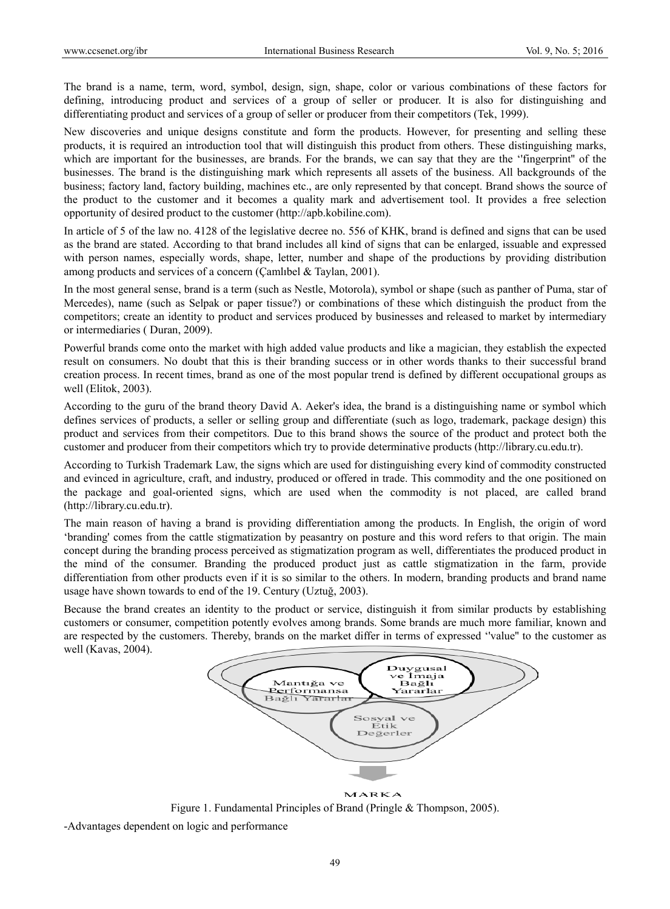The brand is a name, term, word, symbol, design, sign, shape, color or various combinations of these factors for defining, introducing product and services of a group of seller or producer. It is also for distinguishing and differentiating product and services of a group of seller or producer from their competitors (Tek, 1999).

New discoveries and unique designs constitute and form the products. However, for presenting and selling these products, it is required an introduction tool that will distinguish this product from others. These distinguishing marks, which are important for the businesses, are brands. For the brands, we can say that they are the ''fingerprint'' of the businesses. The brand is the distinguishing mark which represents all assets of the business. All backgrounds of the business; factory land, factory building, machines etc., are only represented by that concept. Brand shows the source of the product to the customer and it becomes a quality mark and advertisement tool. It provides a free selection opportunity of desired product to the customer (http://apb.kobiline.com).

In article of 5 of the law no. 4128 of the legislative decree no. 556 of KHK, brand is defined and signs that can be used as the brand are stated. According to that brand includes all kind of signs that can be enlarged, issuable and expressed with person names, especially words, shape, letter, number and shape of the productions by providing distribution among products and services of a concern (Çamlıbel & Taylan, 2001).

In the most general sense, brand is a term (such as Nestle, Motorola), symbol or shape (such as panther of Puma, star of Mercedes), name (such as Selpak or paper tissue?) or combinations of these which distinguish the product from the competitors; create an identity to product and services produced by businesses and released to market by intermediary or intermediaries ( Duran, 2009).

Powerful brands come onto the market with high added value products and like a magician, they establish the expected result on consumers. No doubt that this is their branding success or in other words thanks to their successful brand creation process. In recent times, brand as one of the most popular trend is defined by different occupational groups as well (Elitok, 2003).

According to the guru of the brand theory David A. Aeker's idea, the brand is a distinguishing name or symbol which defines services of products, a seller or selling group and differentiate (such as logo, trademark, package design) this product and services from their competitors. Due to this brand shows the source of the product and protect both the customer and producer from their competitors which try to provide determinative products (http://library.cu.edu.tr).

According to Turkish Trademark Law, the signs which are used for distinguishing every kind of commodity constructed and evinced in agriculture, craft, and industry, produced or offered in trade. This commodity and the one positioned on the package and goal-oriented signs, which are used when the commodity is not placed, are called brand (http://library.cu.edu.tr).

The main reason of having a brand is providing differentiation among the products. In English, the origin of word 'branding' comes from the cattle stigmatization by peasantry on posture and this word refers to that origin. The main concept during the branding process perceived as stigmatization program as well, differentiates the produced product in the mind of the consumer. Branding the produced product just as cattle stigmatization in the farm, provide differentiation from other products even if it is so similar to the others. In modern, branding products and brand name usage have shown towards to end of the 19. Century (Uztuğ, 2003).

Because the brand creates an identity to the product or service, distinguish it from similar products by establishing customers or consumer, competition potently evolves among brands. Some brands are much more familiar, known and are respected by the customers. Thereby, brands on the market differ in terms of expressed ''value'' to the customer as well (Kavas, 2004).

Mantığa ve Performansa Bağlı Yararlar

Duygusal ve İmaja Bağlı Yararlar

Sosyal ve Etik Değerler

MARKA

Figure 1. Fundamental Principles of Brand (Pringle & Thompson, 2005).

-Advantages dependent on logic and performance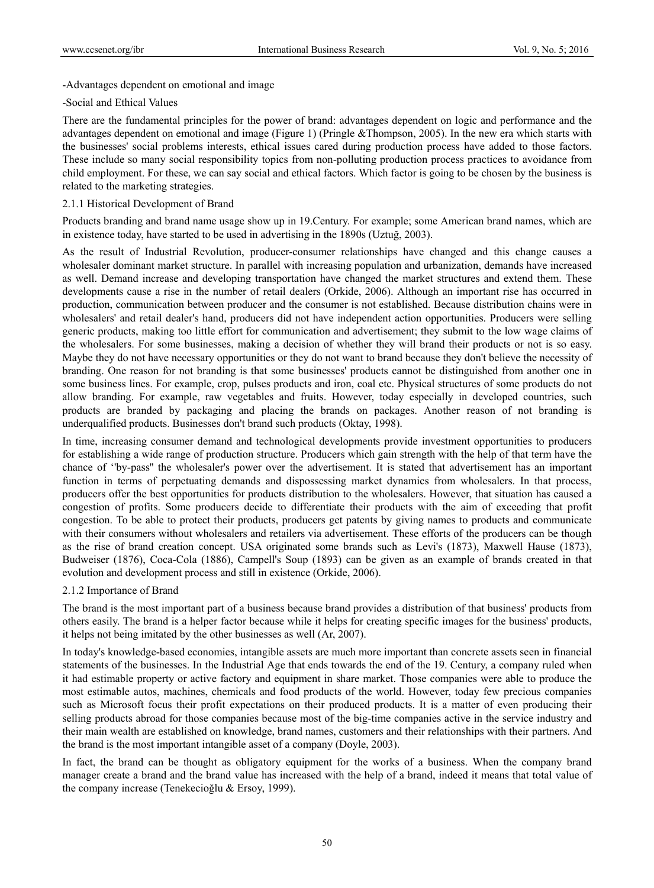-Advantages dependent on emotional and image

-Social and Ethical Values

There are the fundamental principles for the power of brand: advantages dependent on logic and performance and the advantages dependent on emotional and image (Figure 1) (Pringle &Thompson, 2005). In the new era which starts with the businesses' social problems interests, ethical issues cared during production process have added to those factors. These include so many social responsibility topics from non-polluting production process practices to avoidance from child employment. For these, we can say social and ethical factors. Which factor is going to be chosen by the business is related to the marketing strategies.

### 2.1.1 Historical Development of Brand

Products branding and brand name usage show up in 19.Century. For example; some American brand names, which are in existence today, have started to be used in advertising in the 1890s (Uztuğ, 2003).

As the result of Industrial Revolution, producer-consumer relationships have changed and this change causes a wholesaler dominant market structure. In parallel with increasing population and urbanization, demands have increased as well. Demand increase and developing transportation have changed the market structures and extend them. These developments cause a rise in the number of retail dealers (Orkide, 2006). Although an important rise has occurred in production, communication between producer and the consumer is not established. Because distribution chains were in wholesalers' and retail dealer's hand, producers did not have independent action opportunities. Producers were selling generic products, making too little effort for communication and advertisement; they submit to the low wage claims of the wholesalers. For some businesses, making a decision of whether they will brand their products or not is so easy. Maybe they do not have necessary opportunities or they do not want to brand because they don't believe the necessity of branding. One reason for not branding is that some businesses' products cannot be distinguished from another one in some business lines. For example, crop, pulses products and iron, coal etc. Physical structures of some products do not allow branding. For example, raw vegetables and fruits. However, today especially in developed countries, such products are branded by packaging and placing the brands on packages. Another reason of not branding is underqualified products. Businesses don't brand such products (Oktay, 1998).

In time, increasing consumer demand and technological developments provide investment opportunities to producers for establishing a wide range of production structure. Producers which gain strength with the help of that term have the chance of ''by-pass" the wholesaler's power over the advertisement. It is stated that advertisement has an important function in terms of perpetuating demands and dispossessing market dynamics from wholesalers. In that process, producers offer the best opportunities for products distribution to the wholesalers. However, that situation has caused a congestion of profits. Some producers decide to differentiate their products with the aim of exceeding that profit congestion. To be able to protect their products, producers get patents by giving names to products and communicate with their consumers without wholesalers and retailers via advertisement. These efforts of the producers can be though as the rise of brand creation concept. USA originated some brands such as Levi's (1873), Maxwell Hause (1873), Budweiser (1876), Coca-Cola (1886), Campell's Soup (1893) can be given as an example of brands created in that evolution and development process and still in existence (Orkide, 2006).

### 2.1.2 Importance of Brand

The brand is the most important part of a business because brand provides a distribution of that business' products from others easily. The brand is a helper factor because while it helps for creating specific images for the business' products, it helps not being imitated by the other businesses as well (Ar, 2007).

In today's knowledge-based economies, intangible assets are much more important than concrete assets seen in financial statements of the businesses. In the Industrial Age that ends towards the end of the 19. Century, a company ruled when it had estimable property or active factory and equipment in share market. Those companies were able to produce the most estimable autos, machines, chemicals and food products of the world. However, today few precious companies such as Microsoft focus their profit expectations on their produced products. It is a matter of even producing their selling products abroad for those companies because most of the big-time companies active in the service industry and their main wealth are established on knowledge, brand names, customers and their relationships with their partners. And the brand is the most important intangible asset of a company (Doyle, 2003).

In fact, the brand can be thought as obligatory equipment for the works of a business. When the company brand manager create a brand and the brand value has increased with the help of a brand, indeed it means that total value of the company increase (Tenekecioğlu & Ersoy, 1999).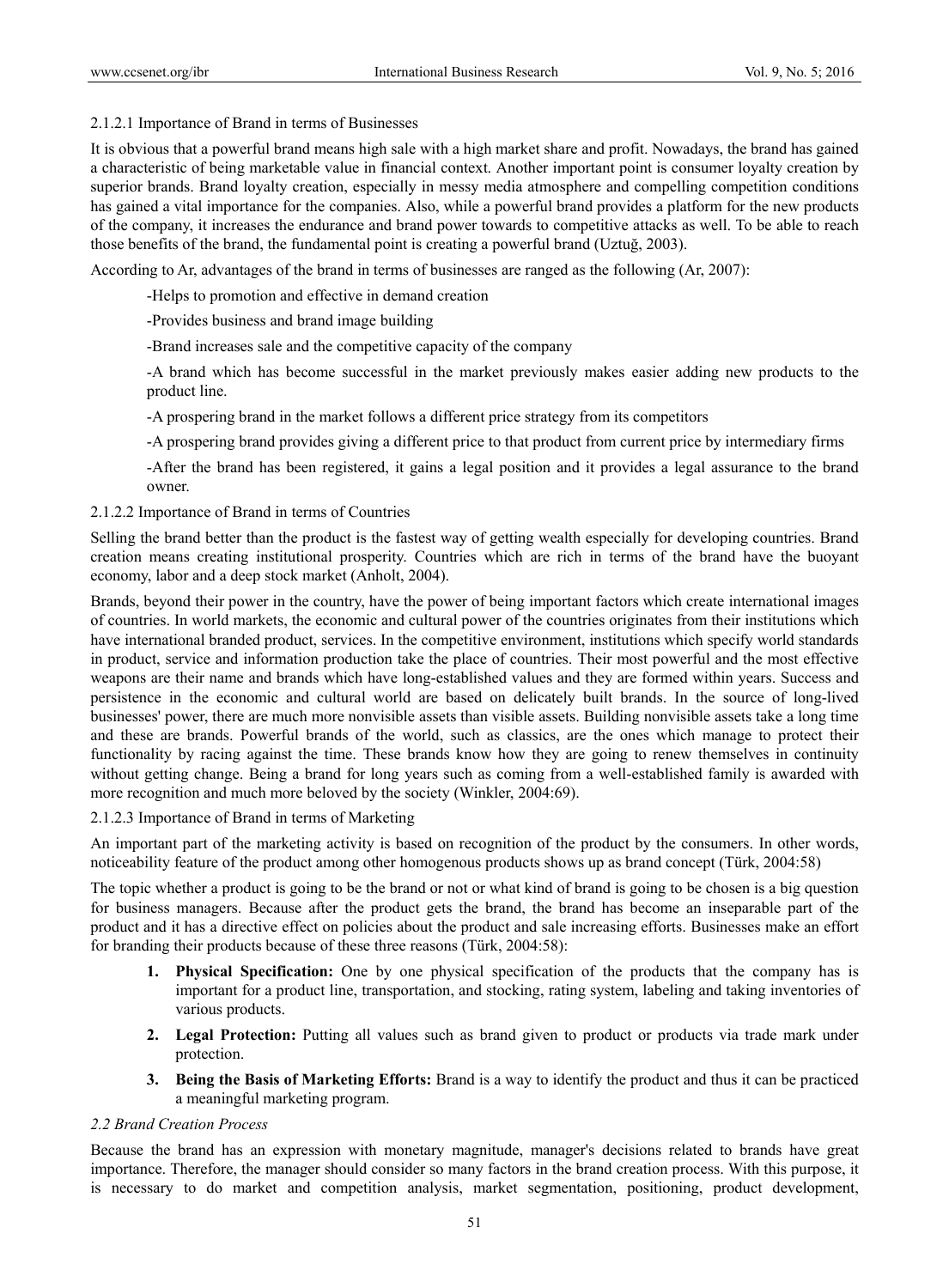#### 2.1.2.1 Importance of Brand in terms of Businesses

It is obvious that a powerful brand means high sale with a high market share and profit. Nowadays, the brand has gained a characteristic of being marketable value in financial context. Another important point is consumer loyalty creation by superior brands. Brand loyalty creation, especially in messy media atmosphere and compelling competition conditions has gained a vital importance for the companies. Also, while a powerful brand provides a platform for the new products of the company, it increases the endurance and brand power towards to competitive attacks as well. To be able to reach those benefits of the brand, the fundamental point is creating a powerful brand (Uztuğ, 2003).

According to Ar, advantages of the brand in terms of businesses are ranged as the following (Ar, 2007):

-Helps to promotion and effective in demand creation

-Provides business and brand image building

-Brand increases sale and the competitive capacity of the company

-A brand which has become successful in the market previously makes easier adding new products to the product line.

-A prospering brand in the market follows a different price strategy from its competitors

-A prospering brand provides giving a different price to that product from current price by intermediary firms

-After the brand has been registered, it gains a legal position and it provides a legal assurance to the brand owner.

#### 2.1.2.2 Importance of Brand in terms of Countries

Selling the brand better than the product is the fastest way of getting wealth especially for developing countries. Brand creation means creating institutional prosperity. Countries which are rich in terms of the brand have the buoyant economy, labor and a deep stock market (Anholt, 2004).

Brands, beyond their power in the country, have the power of being important factors which create international images of countries. In world markets, the economic and cultural power of the countries originates from their institutions which have international branded product, services. In the competitive environment, institutions which specify world standards in product, service and information production take the place of countries. Their most powerful and the most effective weapons are their name and brands which have long-established values and they are formed within years. Success and persistence in the economic and cultural world are based on delicately built brands. In the source of long-lived businesses' power, there are much more nonvisible assets than visible assets. Building nonvisible assets take a long time and these are brands. Powerful brands of the world, such as classics, are the ones which manage to protect their functionality by racing against the time. These brands know how they are going to renew themselves in continuity without getting change. Being a brand for long years such as coming from a well-established family is awarded with more recognition and much more beloved by the society (Winkler, 2004:69).

#### 2.1.2.3 Importance of Brand in terms of Marketing

An important part of the marketing activity is based on recognition of the product by the consumers. In other words, noticeability feature of the product among other homogenous products shows up as brand concept (Türk, 2004:58)

The topic whether a product is going to be the brand or not or what kind of brand is going to be chosen is a big question for business managers. Because after the product gets the brand, the brand has become an inseparable part of the product and it has a directive effect on policies about the product and sale increasing efforts. Businesses make an effort for branding their products because of these three reasons (Türk, 2004:58):

1. **Physical Specification:** One by one physical specification of the products that the company has is important for a product line, transportation, and stocking, rating system, labeling and taking inventories of various products.
2. **Legal Protection:** Putting all values such as brand given to product or products via trade mark under protection.
3. **Being the Basis of Marketing Efforts:** Brand is a way to identify the product and thus it can be practiced a meaningful marketing program.

### *2.2 Brand Creation Process*

Because the brand has an expression with monetary magnitude, manager's decisions related to brands have great importance. Therefore, the manager should consider so many factors in the brand creation process. With this purpose, it is necessary to do market and competition analysis, market segmentation, positioning, product development,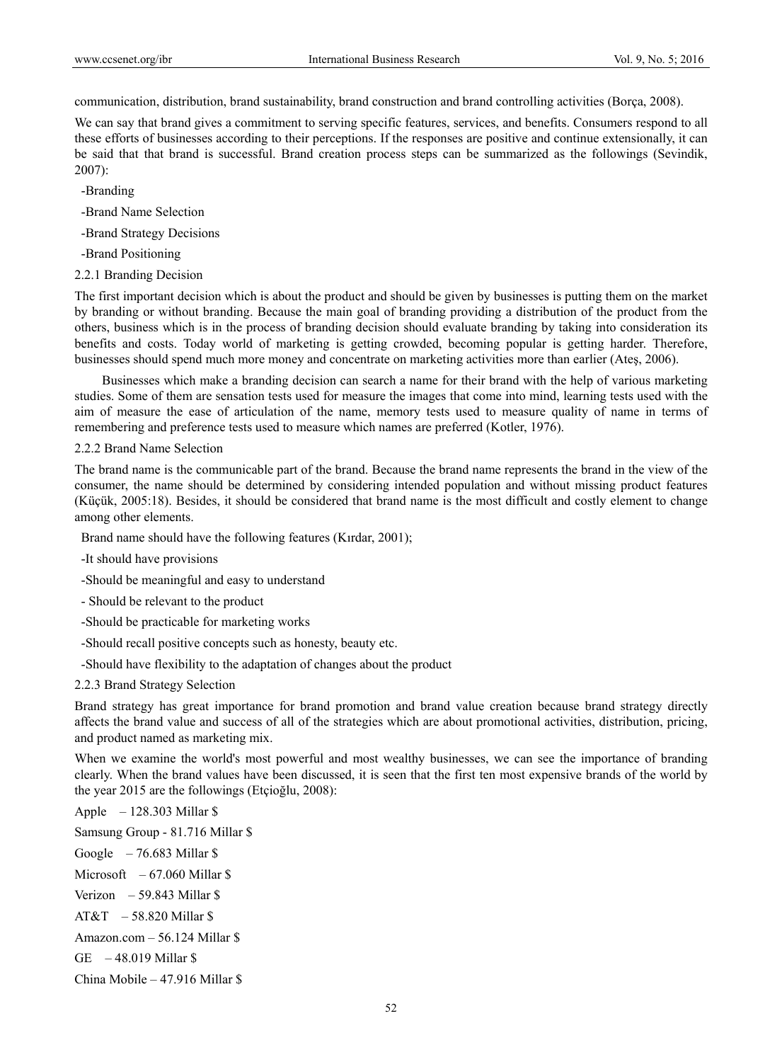communication, distribution, brand sustainability, brand construction and brand controlling activities (Borça, 2008).

We can say that brand gives a commitment to serving specific features, services, and benefits. Consumers respond to all these efforts of businesses according to their perceptions. If the responses are positive and continue extensionally, it can be said that that brand is successful. Brand creation process steps can be summarized as the followings (Sevindik, 2007):

-Branding

-Brand Name Selection

-Brand Strategy Decisions

-Brand Positioning

### 2.2.1 Branding Decision

The first important decision which is about the product and should be given by businesses is putting them on the market by branding or without branding. Because the main goal of branding providing a distribution of the product from the others, business which is in the process of branding decision should evaluate branding by taking into consideration its benefits and costs. Today world of marketing is getting crowded, becoming popular is getting harder. Therefore, businesses should spend much more money and concentrate on marketing activities more than earlier (Ateş, 2006).

Businesses which make a branding decision can search a name for their brand with the help of various marketing studies. Some of them are sensation tests used for measure the images that come into mind, learning tests used with the aim of measure the ease of articulation of the name, memory tests used to measure quality of name in terms of remembering and preference tests used to measure which names are preferred (Kotler, 1976).

### 2.2.2 Brand Name Selection

The brand name is the communicable part of the brand. Because the brand name represents the brand in the view of the consumer, the name should be determined by considering intended population and without missing product features (Küçük, 2005:18). Besides, it should be considered that brand name is the most difficult and costly element to change among other elements.

Brand name should have the following features (Kırdar, 2001);

-It should have provisions

-Should be meaningful and easy to understand

- Should be relevant to the product

-Should be practicable for marketing works

-Should recall positive concepts such as honesty, beauty etc.

-Should have flexibility to the adaptation of changes about the product

### 2.2.3 Brand Strategy Selection

Brand strategy has great importance for brand promotion and brand value creation because brand strategy directly affects the brand value and success of all of the strategies which are about promotional activities, distribution, pricing, and product named as marketing mix.

When we examine the world's most powerful and most wealthy businesses, we can see the importance of branding clearly. When the brand values have been discussed, it is seen that the first ten most expensive brands of the world by the year 2015 are the followings (Etçioğlu, 2008):

Apple – 128.303 Millar $

Samsung Group - 81.716 Millar $

Google – 76.683 Millar $

Microsoft – 67.060 Millar $

Verizon – 59.843 Millar $

AT&T – 58.820 Millar $

Amazon.com – 56.124 Millar $

GE – 48.019 Millar $

China Mobile – 47.916 Millar $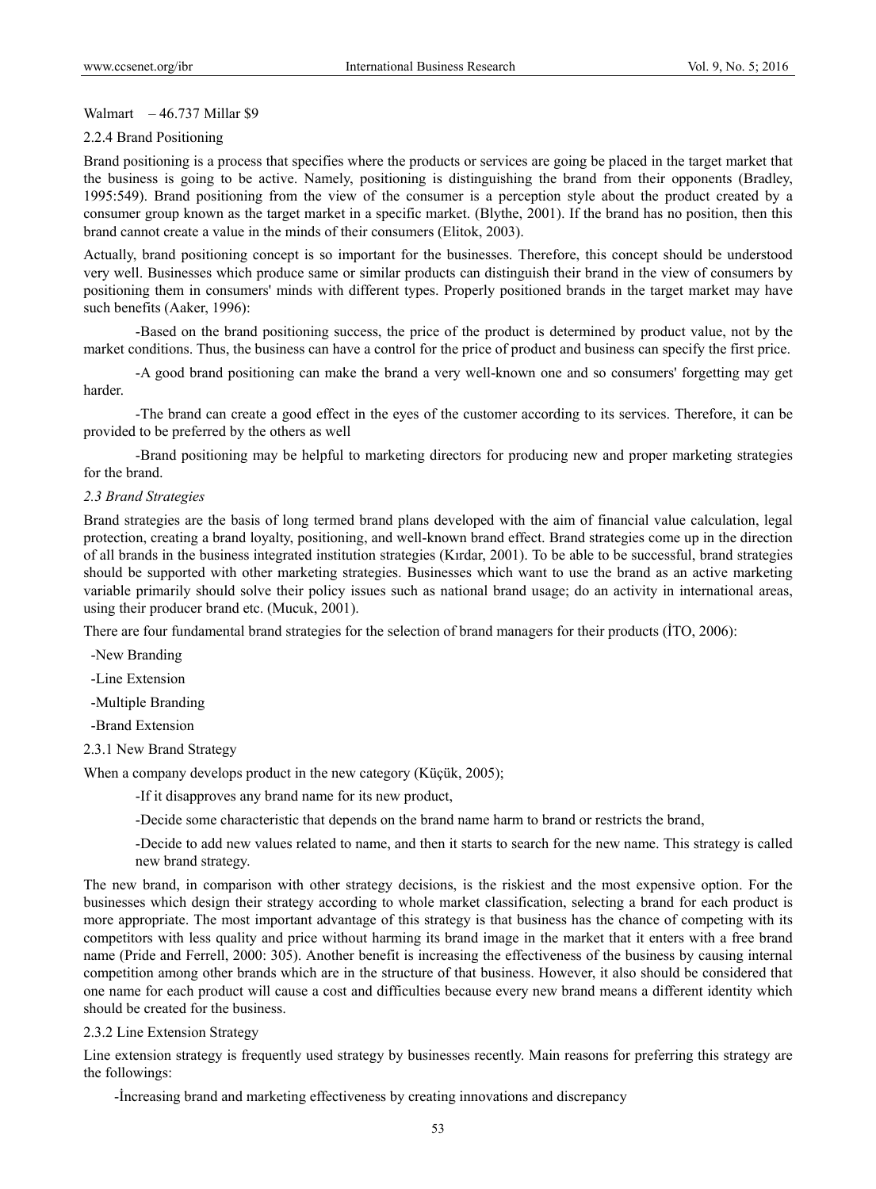Walmart – 46.737 Millar $9

### 2.2.4 Brand Positioning

Brand positioning is a process that specifies where the products or services are going be placed in the target market that the business is going to be active. Namely, positioning is distinguishing the brand from their opponents (Bradley, 1995:549). Brand positioning from the view of the consumer is a perception style about the product created by a consumer group known as the target market in a specific market. (Blythe, 2001). If the brand has no position, then this brand cannot create a value in the minds of their consumers (Elitok, 2003).

Actually, brand positioning concept is so important for the businesses. Therefore, this concept should be understood very well. Businesses which produce same or similar products can distinguish their brand in the view of consumers by positioning them in consumers' minds with different types. Properly positioned brands in the target market may have such benefits (Aaker, 1996):

-Based on the brand positioning success, the price of the product is determined by product value, not by the market conditions. Thus, the business can have a control for the price of product and business can specify the first price.

-A good brand positioning can make the brand a very well-known one and so consumers' forgetting may get harder.

-The brand can create a good effect in the eyes of the customer according to its services. Therefore, it can be provided to be preferred by the others as well

-Brand positioning may be helpful to marketing directors for producing new and proper marketing strategies for the brand.

## *2.3 Brand Strategies*

Brand strategies are the basis of long termed brand plans developed with the aim of financial value calculation, legal protection, creating a brand loyalty, positioning, and well-known brand effect. Brand strategies come up in the direction of all brands in the business integrated institution strategies (Kırdar, 2001). To be able to be successful, brand strategies should be supported with other marketing strategies. Businesses which want to use the brand as an active marketing variable primarily should solve their policy issues such as national brand usage; do an activity in international areas, using their producer brand etc. (Mucuk, 2001).

There are four fundamental brand strategies for the selection of brand managers for their products (İTO, 2006):

-New Branding

-Line Extension

-Multiple Branding

-Brand Extension

### 2.3.1 New Brand Strategy

When a company develops product in the new category (Küçük, 2005);

-If it disapproves any brand name for its new product,

-Decide some characteristic that depends on the brand name harm to brand or restricts the brand,

-Decide to add new values related to name, and then it starts to search for the new name. This strategy is called new brand strategy.

The new brand, in comparison with other strategy decisions, is the riskiest and the most expensive option. For the businesses which design their strategy according to whole market classification, selecting a brand for each product is more appropriate. The most important advantage of this strategy is that business has the chance of competing with its competitors with less quality and price without harming its brand image in the market that it enters with a free brand name (Pride and Ferrell, 2000: 305). Another benefit is increasing the effectiveness of the business by causing internal competition among other brands which are in the structure of that business. However, it also should be considered that one name for each product will cause a cost and difficulties because every new brand means a different identity which should be created for the business.

### 2.3.2 Line Extension Strategy

Line extension strategy is frequently used strategy by businesses recently. Main reasons for preferring this strategy are the followings:

-İncreasing brand and marketing effectiveness by creating innovations and discrepancy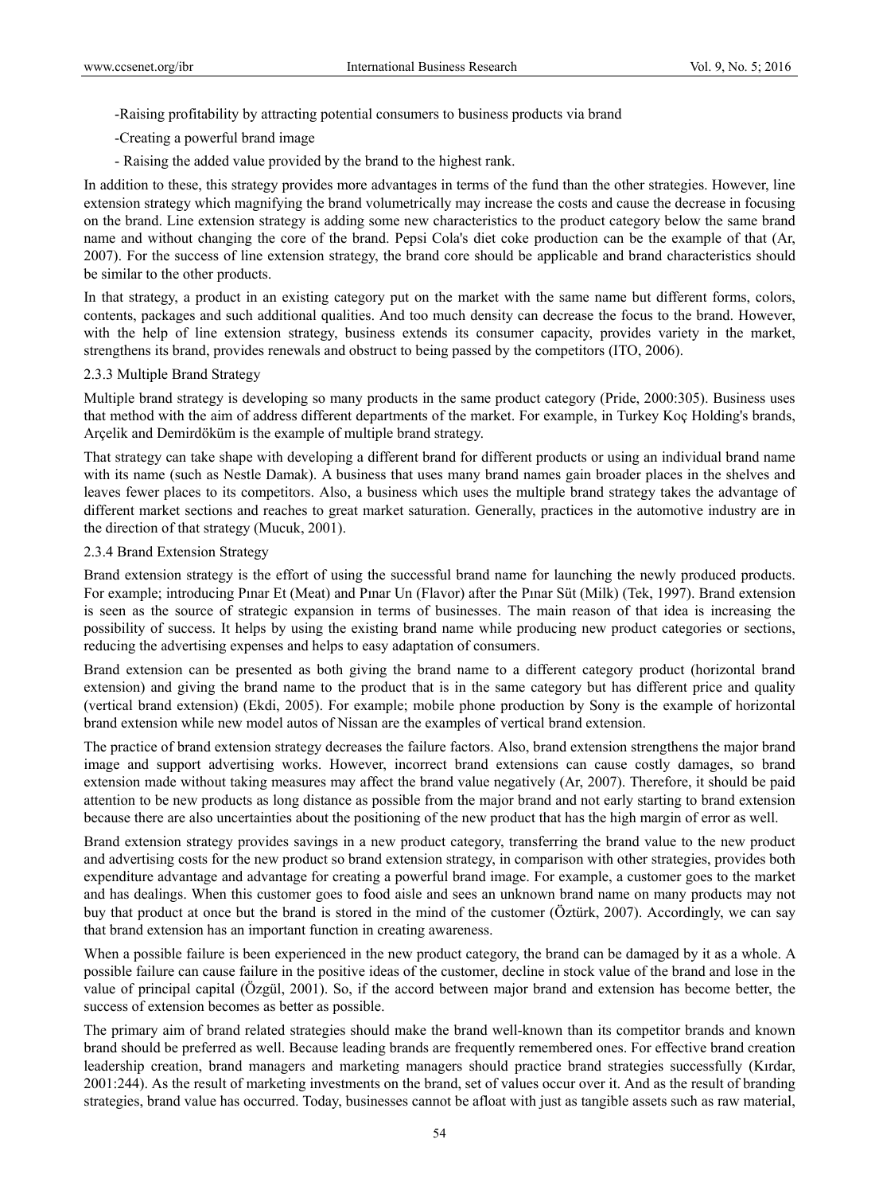-Raising profitability by attracting potential consumers to business products via brand

-Creating a powerful brand image

- Raising the added value provided by the brand to the highest rank.

In addition to these, this strategy provides more advantages in terms of the fund than the other strategies. However, line extension strategy which magnifying the brand volumetrically may increase the costs and cause the decrease in focusing on the brand. Line extension strategy is adding some new characteristics to the product category below the same brand name and without changing the core of the brand. Pepsi Cola's diet coke production can be the example of that (Ar, 2007). For the success of line extension strategy, the brand core should be applicable and brand characteristics should be similar to the other products.

In that strategy, a product in an existing category put on the market with the same name but different forms, colors, contents, packages and such additional qualities. And too much density can decrease the focus to the brand. However, with the help of line extension strategy, business extends its consumer capacity, provides variety in the market, strengthens its brand, provides renewals and obstruct to being passed by the competitors (ITO, 2006).

#### 2.3.3 Multiple Brand Strategy

Multiple brand strategy is developing so many products in the same product category (Pride, 2000:305). Business uses that method with the aim of address different departments of the market. For example, in Turkey Koç Holding's brands, Arçelik and Demirdöküm is the example of multiple brand strategy.

That strategy can take shape with developing a different brand for different products or using an individual brand name with its name (such as Nestle Damak). A business that uses many brand names gain broader places in the shelves and leaves fewer places to its competitors. Also, a business which uses the multiple brand strategy takes the advantage of different market sections and reaches to great market saturation. Generally, practices in the automotive industry are in the direction of that strategy (Mucuk, 2001).

#### 2.3.4 Brand Extension Strategy

Brand extension strategy is the effort of using the successful brand name for launching the newly produced products. For example; introducing Pınar Et (Meat) and Pınar Un (Flavor) after the Pınar Süt (Milk) (Tek, 1997). Brand extension is seen as the source of strategic expansion in terms of businesses. The main reason of that idea is increasing the possibility of success. It helps by using the existing brand name while producing new product categories or sections, reducing the advertising expenses and helps to easy adaptation of consumers.

Brand extension can be presented as both giving the brand name to a different category product (horizontal brand extension) and giving the brand name to the product that is in the same category but has different price and quality (vertical brand extension) (Ekdi, 2005). For example; mobile phone production by Sony is the example of horizontal brand extension while new model autos of Nissan are the examples of vertical brand extension.

The practice of brand extension strategy decreases the failure factors. Also, brand extension strengthens the major brand image and support advertising works. However, incorrect brand extensions can cause costly damages, so brand extension made without taking measures may affect the brand value negatively (Ar, 2007). Therefore, it should be paid attention to be new products as long distance as possible from the major brand and not early starting to brand extension because there are also uncertainties about the positioning of the new product that has the high margin of error as well.

Brand extension strategy provides savings in a new product category, transferring the brand value to the new product and advertising costs for the new product so brand extension strategy, in comparison with other strategies, provides both expenditure advantage and advantage for creating a powerful brand image. For example, a customer goes to the market and has dealings. When this customer goes to food aisle and sees an unknown brand name on many products may not buy that product at once but the brand is stored in the mind of the customer (Öztürk, 2007). Accordingly, we can say that brand extension has an important function in creating awareness.

When a possible failure is been experienced in the new product category, the brand can be damaged by it as a whole. A possible failure can cause failure in the positive ideas of the customer, decline in stock value of the brand and lose in the value of principal capital (Özgül, 2001). So, if the accord between major brand and extension has become better, the success of extension becomes as better as possible.

The primary aim of brand related strategies should make the brand well-known than its competitor brands and known brand should be preferred as well. Because leading brands are frequently remembered ones. For effective brand creation leadership creation, brand managers and marketing managers should practice brand strategies successfully (Kırdar, 2001:244). As the result of marketing investments on the brand, set of values occur over it. And as the result of branding strategies, brand value has occurred. Today, businesses cannot be afloat with just as tangible assets such as raw material,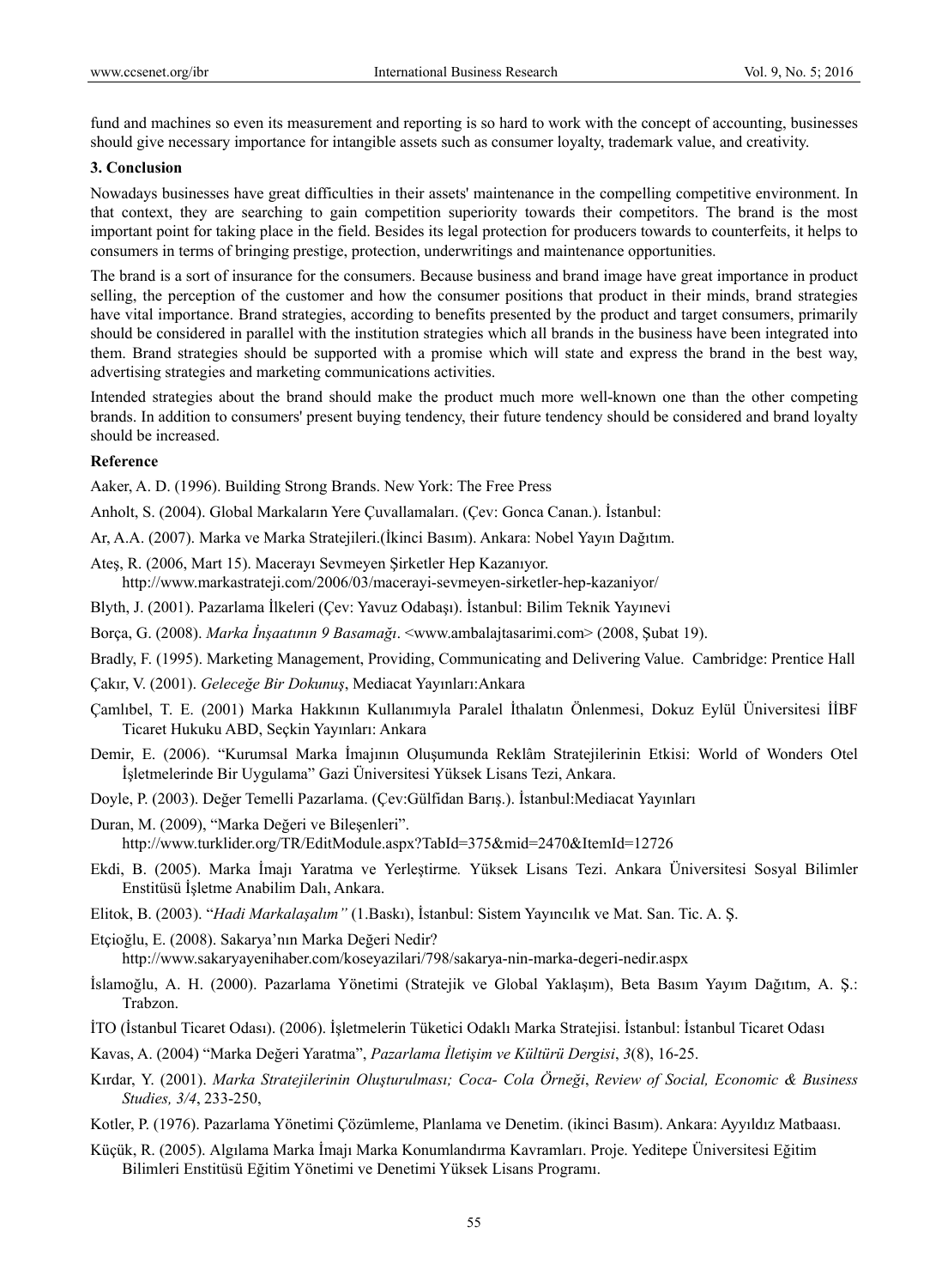fund and machines so even its measurement and reporting is so hard to work with the concept of accounting, businesses should give necessary importance for intangible assets such as consumer loyalty, trademark value, and creativity.

## 3. Conclusion

Nowadays businesses have great difficulties in their assets' maintenance in the compelling competitive environment. In that context, they are searching to gain competition superiority towards their competitors. The brand is the most important point for taking place in the field. Besides its legal protection for producers towards to counterfeits, it helps to consumers in terms of bringing prestige, protection, underwritings and maintenance opportunities.

The brand is a sort of insurance for the consumers. Because business and brand image have great importance in product selling, the perception of the customer and how the consumer positions that product in their minds, brand strategies have vital importance. Brand strategies, according to benefits presented by the product and target consumers, primarily should be considered in parallel with the institution strategies which all brands in the business have been integrated into them. Brand strategies should be supported with a promise which will state and express the brand in the best way, advertising strategies and marketing communications activities.

Intended strategies about the brand should make the product much more well-known one than the other competing brands. In addition to consumers' present buying tendency, their future tendency should be considered and brand loyalty should be increased.

## Reference

Aaker, A. D. (1996). Building Strong Brands. New York: The Free Press

Anholt, S. (2004). Global Markaların Yere Çuvallamaları. (Çev: Gonca Canan.). İstanbul:

Ar, A.A. (2007). Marka ve Marka Stratejileri.(İkinci Basım). Ankara: Nobel Yayın Dağıtım.

Ateş, R. (2006, Mart 15). Macerayı Sevmeyen Şirketler Hep Kazanıyor. http://www.markastrateji.com/2006/03/macerayi-sevmeyen-sirketler-hep-kazaniyor/

Blyth, J. (2001). Pazarlama İlkeleri (Çev: Yavuz Odabaşı). İstanbul: Bilim Teknik Yayınevi

Borça, G. (2008). *Marka İnşaatının 9 Basamağı*. <www.ambalajtasarimi.com> (2008, Şubat 19).

Bradly, F. (1995). Marketing Management, Providing, Communicating and Delivering Value. Cambridge: Prentice Hall

Çakır, V. (2001). *Geleceğe Bir Dokunuş*, Mediacat Yayınları:Ankara

Çamlıbel, T. E. (2001) Marka Hakkının Kullanımıyla Paralel İthalatın Önlenmesi, Dokuz Eylül Üniversitesi İİBF Ticaret Hukuku ABD, Seçkin Yayınları: Ankara

Demir, E. (2006). "Kurumsal Marka İmajının Oluşumunda Reklâm Stratejilerinin Etkisi: World of Wonders Otel İşletmelerinde Bir Uygulama" Gazi Üniversitesi Yüksek Lisans Tezi, Ankara.

Doyle, P. (2003). Değer Temelli Pazarlama. (Çev:Gülfidan Barış.). İstanbul:Mediacat Yayınları

Duran, M. (2009), "Marka Değeri ve Bileşenleri". http://www.turklider.org/TR/EditModule.aspx?TabId=375&mid=2470&ItemId=12726

Ekdi, B. (2005). Marka İmajı Yaratma ve Yerleştirme*.* Yüksek Lisans Tezi. Ankara Üniversitesi Sosyal Bilimler Enstitüsü İşletme Anabilim Dalı, Ankara.

Elitok, B. (2003). "*Hadi Markalaşalım"* (1.Baskı), İstanbul: Sistem Yayıncılık ve Mat. San. Tic. A. Ş.

Etçioğlu, E. (2008). Sakarya'nın Marka Değeri Nedir? http://www.sakaryayenihaber.com/koseyazilari/798/sakarya-nin-marka-degeri-nedir.aspx

İslamoğlu, A. H. (2000). Pazarlama Yönetimi (Stratejik ve Global Yaklaşım), Beta Basım Yayım Dağıtım, A. Ş.: Trabzon.

İTO (İstanbul Ticaret Odası). (2006). İşletmelerin Tüketici Odaklı Marka Stratejisi. İstanbul: İstanbul Ticaret Odası

Kavas, A. (2004) "Marka Değeri Yaratma", *Pazarlama İletişim ve Kültürü Dergisi*, *3*(8), 16-25.

Kırdar, Y. (2001). *Marka Stratejilerinin Oluşturulması; Coca- Cola Örneği*, *Review of Social, Economic & Business Studies, 3/4*, 233-250,

Kotler, P. (1976). Pazarlama Yönetimi Çözümleme, Planlama ve Denetim. (ikinci Basım). Ankara: Ayyıldız Matbaası.

Küçük, R. (2005). Algılama Marka İmajı Marka Konumlandırma Kavramları. Proje. Yeditepe Üniversitesi Eğitim Bilimleri Enstitüsü Eğitim Yönetimi ve Denetimi Yüksek Lisans Programı.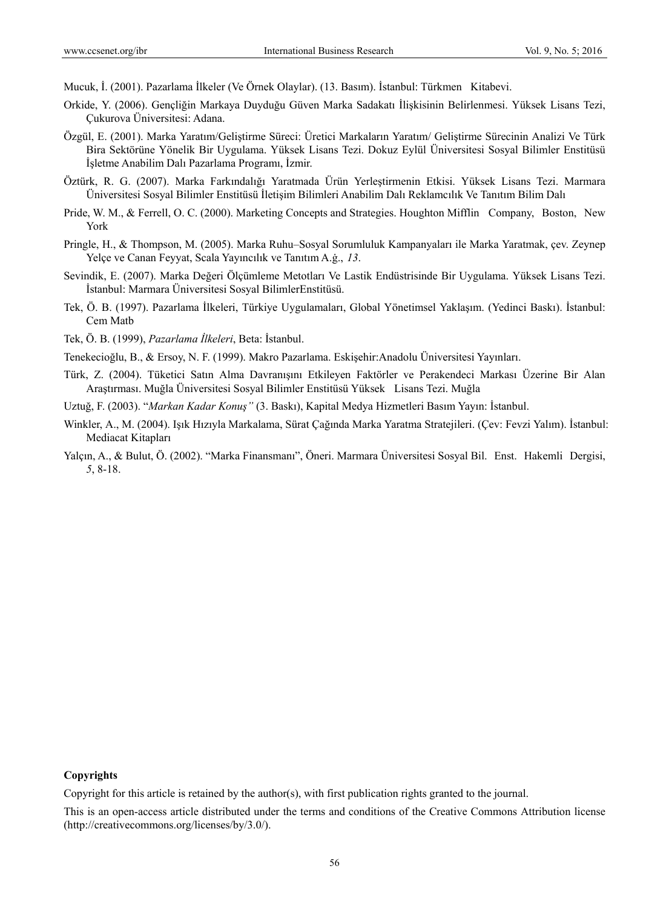Mucuk, İ. (2001). Pazarlama İlkeler (Ve Örnek Olaylar). (13. Basım). İstanbul: Türkmen Kitabevi.

Orkide, Y. (2006). Gençliğin Markaya Duyduğu Güven Marka Sadakatı İlişkisinin Belirlenmesi. Yüksek Lisans Tezi, Çukurova Üniversitesi: Adana.

Özgül, E. (2001). Marka Yaratım/Geliştirme Süreci: Üretici Markaların Yaratım/ Geliştirme Sürecinin Analizi Ve Türk Bira Sektörüne Yönelik Bir Uygulama. Yüksek Lisans Tezi. Dokuz Eylül Üniversitesi Sosyal Bilimler Enstitüsü İşletme Anabilim Dalı Pazarlama Programı, İzmir.

Öztürk, R. G. (2007). Marka Farkındalığı Yaratmada Ürün Yerleştirmenin Etkisi. Yüksek Lisans Tezi. Marmara Üniversitesi Sosyal Bilimler Enstitüsü İletişim Bilimleri Anabilim Dalı Reklamcılık Ve Tanıtım Bilim Dalı

Pride, W. M., & Ferrell, O. C. (2000). Marketing Concepts and Strategies. Houghton Mifflin Company, Boston, New York

Pringle, H., & Thompson, M. (2005). Marka Ruhu–Sosyal Sorumluluk Kampanyaları ile Marka Yaratmak, çev. Zeynep Yelçe ve Canan Feyyat, Scala Yayıncılık ve Tanıtım A.ġ., *13*.

Sevindik, E. (2007). Marka Değeri Ölçümleme Metotları Ve Lastik Endüstrisinde Bir Uygulama. Yüksek Lisans Tezi. İstanbul: Marmara Üniversitesi Sosyal BilimlerEnstitüsü.

Tek, Ö. B. (1997). Pazarlama İlkeleri, Türkiye Uygulamaları, Global Yönetimsel Yaklaşım. (Yedinci Baskı). İstanbul: Cem Matb

Tek, Ö. B. (1999), *Pazarlama İlkeleri*, Beta: İstanbul.

Tenekecioğlu, B., & Ersoy, N. F. (1999). Makro Pazarlama. Eskişehir:Anadolu Üniversitesi Yayınları.

Türk, Z. (2004). Tüketici Satın Alma Davranışını Etkileyen Faktörler ve Perakendeci Markası Üzerine Bir Alan Araştırması. Muğla Üniversitesi Sosyal Bilimler Enstitüsü Yüksek Lisans Tezi. Muğla

Uztuğ, F. (2003). "*Markan Kadar Konuş"* (3. Baskı), Kapital Medya Hizmetleri Basım Yayın: İstanbul.

Winkler, A., M. (2004). Işık Hızıyla Markalama, Sürat Çağında Marka Yaratma Stratejileri. (Çev: Fevzi Yalım). İstanbul: Mediacat Kitapları

Yalçın, A., & Bulut, Ö. (2002). "Marka Finansmanı", Öneri. Marmara Üniversitesi Sosyal Bil. Enst. Hakemli Dergisi, *5*, 8-18.

**Copyrights**

Copyright for this article is retained by the author(s), with first publication rights granted to the journal.

This is an open-access article distributed under the terms and conditions of the Creative Commons Attribution license (http://creativecommons.org/licenses/by/3.0/).